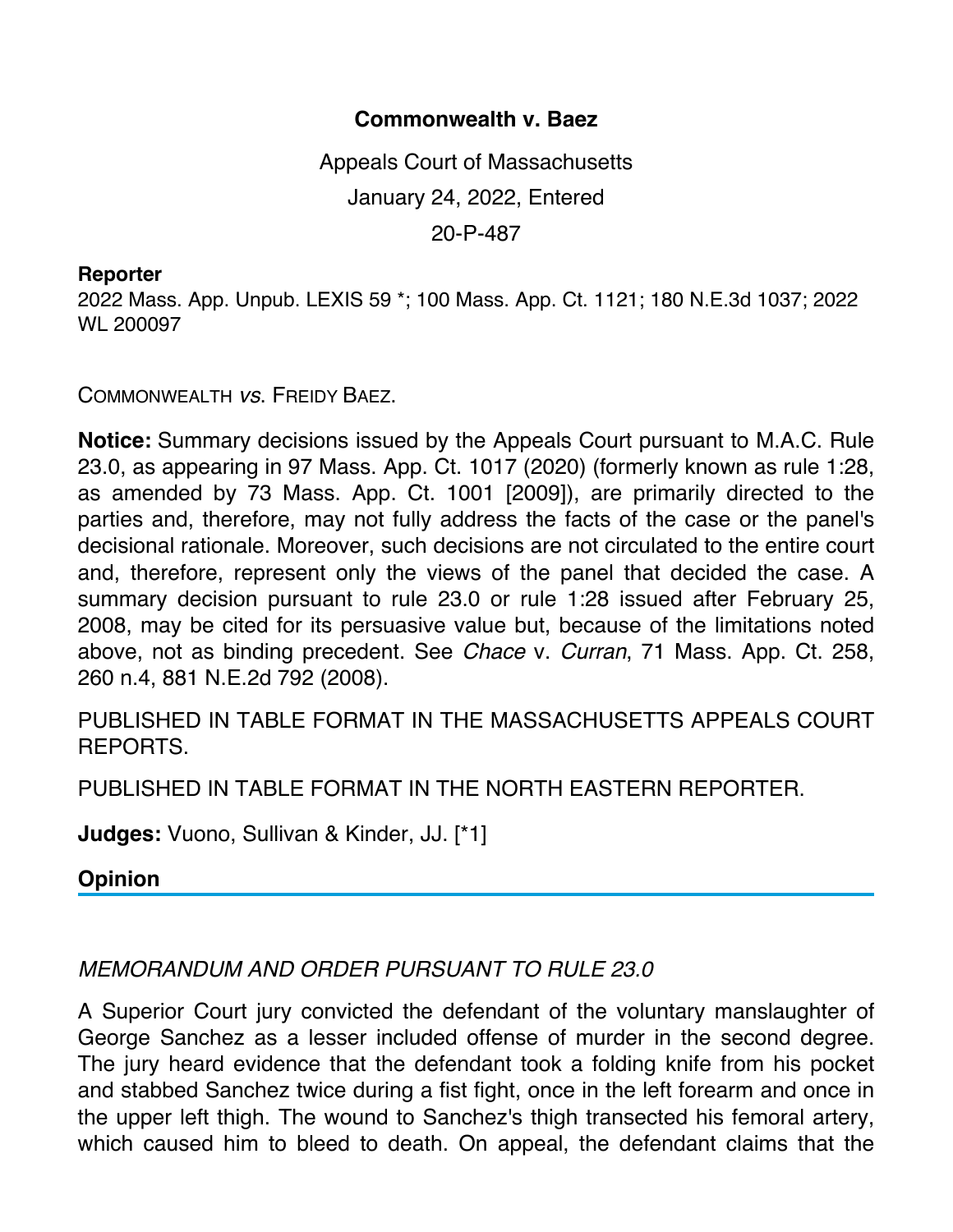# Commonwealth v. Baez

Appeals Court of Massachusetts

January 24, 2022, Entered

20-P-487

**Reporter**

2022 Mass. App. Unpub. LEXIS 59 *; 100 Mass. App. Ct. 1121; 180 N.E.3d 1037; 2022 WL 200097

COMMONWEALTH *vs.* FREIDY BAEZ.

**Notice:** Summary decisions issued by the Appeals Court pursuant to M.A.C. Rule 23.0, as appearing in 97 Mass. App. Ct. 1017 (2020) (formerly known as rule 1:28, as amended by 73 Mass. App. Ct. 1001 [2009]), are primarily directed to the parties and, therefore, may not fully address the facts of the case or the panel's decisional rationale. Moreover, such decisions are not circulated to the entire court and, therefore, represent only the views of the panel that decided the case. A summary decision pursuant to rule 23.0 or rule 1:28 issued after February 25, 2008, may be cited for its persuasive value but, because of the limitations noted above, not as binding precedent. See *Chace* v. *Curran*, 71 Mass. App. Ct. 258, 260 n.4, 881 N.E.2d 792 (2008).

PUBLISHED IN TABLE FORMAT IN THE MASSACHUSETTS APPEALS COURT REPORTS.

PUBLISHED IN TABLE FORMAT IN THE NORTH EASTERN REPORTER.

**Judges:** Vuono, Sullivan & Kinder, JJ. [*1]

## Opinion

*MEMORANDUM AND ORDER PURSUANT TO RULE 23.0*

A Superior Court jury convicted the defendant of the voluntary manslaughter of George Sanchez as a lesser included offense of murder in the second degree. The jury heard evidence that the defendant took a folding knife from his pocket and stabbed Sanchez twice during a fist fight, once in the left forearm and once in the upper left thigh. The wound to Sanchez's thigh transected his femoral artery, which caused him to bleed to death. On appeal, the defendant claims that the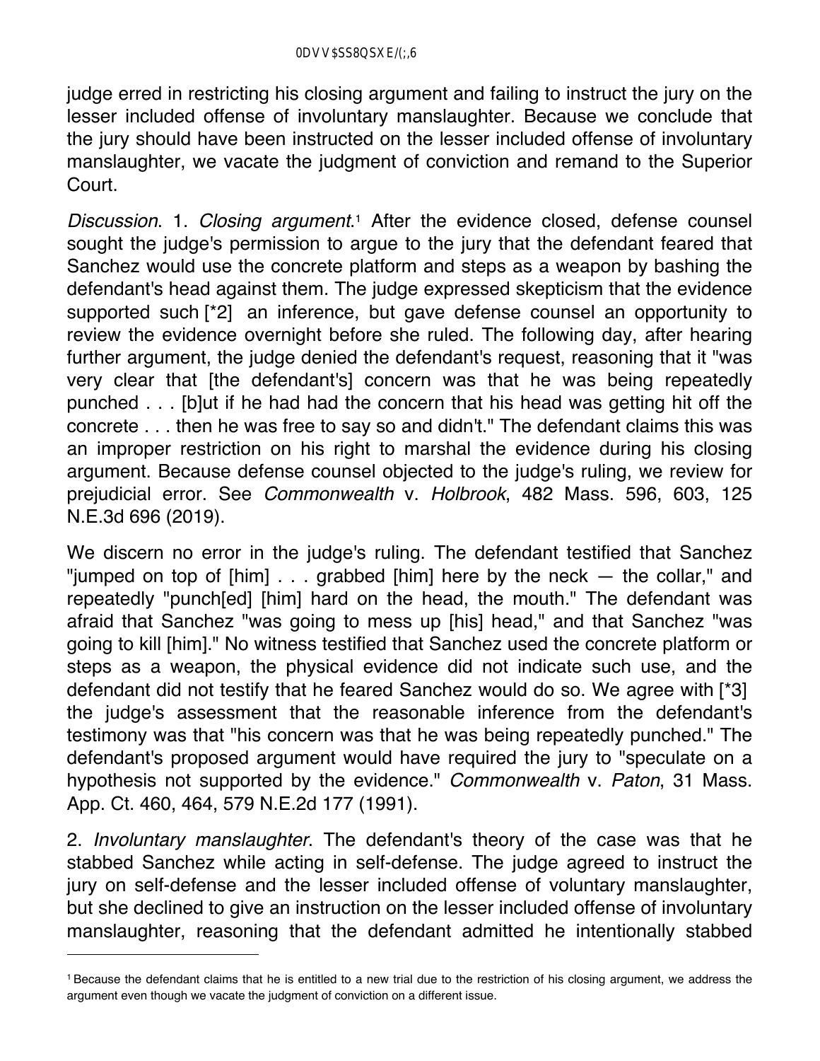judge erred in restricting his closing argument and failing to instruct the jury on the lesser included offense of involuntary manslaughter. Because we conclude that the jury should have been instructed on the lesser included offense of involuntary manslaughter, we vacate the judgment of conviction and remand to the Superior Court.

*Discussion*. 1. *Closing argument*.[1] After the evidence closed, defense counsel sought the judge's permission to argue to the jury that the defendant feared that Sanchez would use the concrete platform and steps as a weapon by bashing the defendant's head against them. The judge expressed skepticism that the evidence supported such [*2] an inference, but gave defense counsel an opportunity to review the evidence overnight before she ruled. The following day, after hearing further argument, the judge denied the defendant's request, reasoning that it "was very clear that [the defendant's] concern was that he was being repeatedly punched . . . [b]ut if he had had the concern that his head was getting hit off the concrete . . . then he was free to say so and didn't." The defendant claims this was an improper restriction on his right to marshal the evidence during his closing argument. Because defense counsel objected to the judge's ruling, we review for prejudicial error. See *Commonwealth* v. *Holbrook*, 482 Mass. 596, 603, 125 N.E.3d 696 (2019).

We discern no error in the judge's ruling. The defendant testified that Sanchez "jumped on top of [him] . . . grabbed [him] here by the neck — the collar," and repeatedly "punch[ed] [him] hard on the head, the mouth." The defendant was afraid that Sanchez "was going to mess up [his] head," and that Sanchez "was going to kill [him]." No witness testified that Sanchez used the concrete platform or steps as a weapon, the physical evidence did not indicate such use, and the defendant did not testify that he feared Sanchez would do so. We agree with [*3] the judge's assessment that the reasonable inference from the defendant's testimony was that "his concern was that he was being repeatedly punched." The defendant's proposed argument would have required the jury to "speculate on a hypothesis not supported by the evidence." *Commonwealth* v. *Paton*, 31 Mass. App. Ct. 460, 464, 579 N.E.2d 177 (1991).

2. *Involuntary manslaughter*. The defendant's theory of the case was that he stabbed Sanchez while acting in self-defense. The judge agreed to instruct the jury on self-defense and the lesser included offense of voluntary manslaughter, but she declined to give an instruction on the lesser included offense of involuntary manslaughter, reasoning that the defendant admitted he intentionally stabbed

---

[1] Because the defendant claims that he is entitled to a new trial due to the restriction of his closing argument, we address the argument even though we vacate the judgment of conviction on a different issue.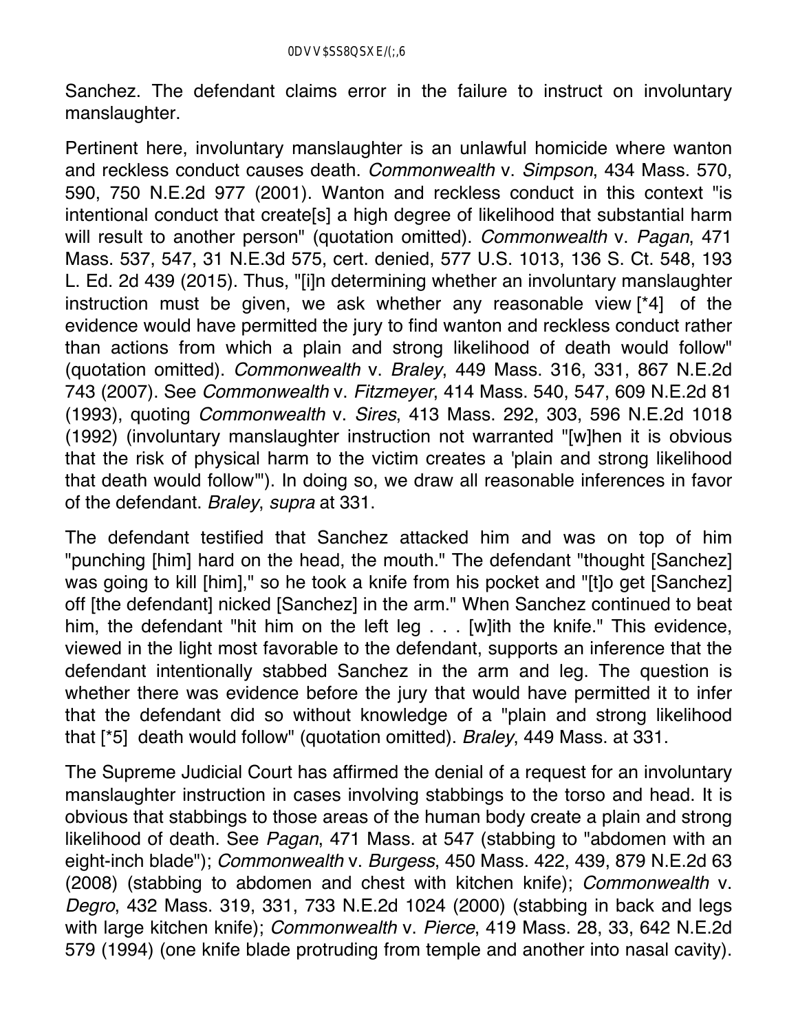Sanchez. The defendant claims error in the failure to instruct on involuntary manslaughter.

Pertinent here, involuntary manslaughter is an unlawful homicide where wanton and reckless conduct causes death. *Commonwealth* v. *Simpson*, 434 Mass. 570, 590, 750 N.E.2d 977 (2001). Wanton and reckless conduct in this context "is intentional conduct that create[s] a high degree of likelihood that substantial harm will result to another person" (quotation omitted). *Commonwealth* v. *Pagan*, 471 Mass. 537, 547, 31 N.E.3d 575, cert. denied, 577 U.S. 1013, 136 S. Ct. 548, 193 L. Ed. 2d 439 (2015). Thus, "[i]n determining whether an involuntary manslaughter instruction must be given, we ask whether any reasonable view [*4] of the evidence would have permitted the jury to find wanton and reckless conduct rather than actions from which a plain and strong likelihood of death would follow" (quotation omitted). *Commonwealth* v. *Braley*, 449 Mass. 316, 331, 867 N.E.2d 743 (2007). See *Commonwealth* v. *Fitzmeyer*, 414 Mass. 540, 547, 609 N.E.2d 81 (1993), quoting *Commonwealth* v. *Sires*, 413 Mass. 292, 303, 596 N.E.2d 1018 (1992) (involuntary manslaughter instruction not warranted "[w]hen it is obvious that the risk of physical harm to the victim creates a 'plain and strong likelihood that death would follow'"). In doing so, we draw all reasonable inferences in favor of the defendant. *Braley*, *supra* at 331.

The defendant testified that Sanchez attacked him and was on top of him "punching [him] hard on the head, the mouth." The defendant "thought [Sanchez] was going to kill [him]," so he took a knife from his pocket and "[t]o get [Sanchez] off [the defendant] nicked [Sanchez] in the arm." When Sanchez continued to beat him, the defendant "hit him on the left leg . . . [w]ith the knife." This evidence, viewed in the light most favorable to the defendant, supports an inference that the defendant intentionally stabbed Sanchez in the arm and leg. The question is whether there was evidence before the jury that would have permitted it to infer that the defendant did so without knowledge of a "plain and strong likelihood that [*5] death would follow" (quotation omitted). *Braley*, 449 Mass. at 331.

The Supreme Judicial Court has affirmed the denial of a request for an involuntary manslaughter instruction in cases involving stabbings to the torso and head. It is obvious that stabbings to those areas of the human body create a plain and strong likelihood of death. See *Pagan*, 471 Mass. at 547 (stabbing to "abdomen with an eight-inch blade"); *Commonwealth* v. *Burgess*, 450 Mass. 422, 439, 879 N.E.2d 63 (2008) (stabbing to abdomen and chest with kitchen knife); *Commonwealth* v. *Degro*, 432 Mass. 319, 331, 733 N.E.2d 1024 (2000) (stabbing in back and legs with large kitchen knife); *Commonwealth* v. *Pierce*, 419 Mass. 28, 33, 642 N.E.2d 579 (1994) (one knife blade protruding from temple and another into nasal cavity).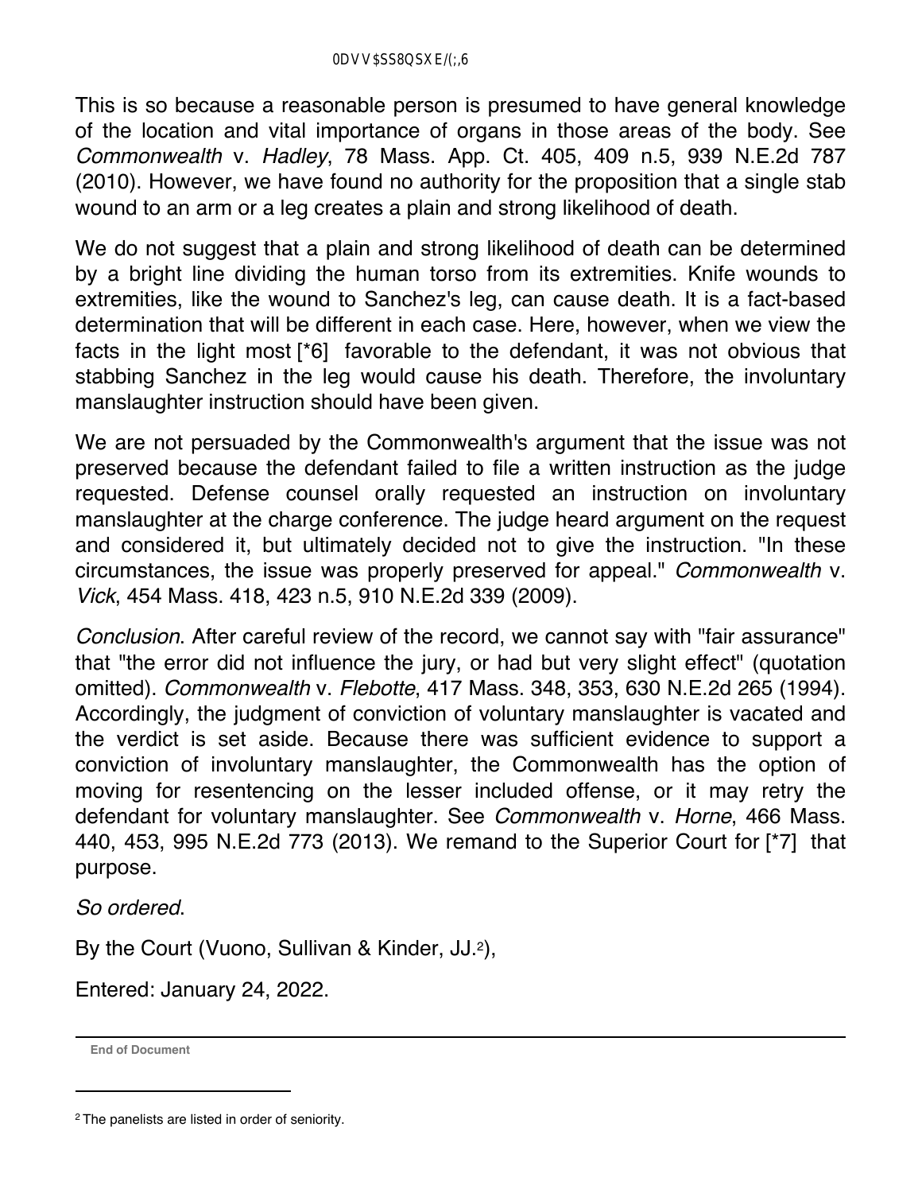This is so because a reasonable person is presumed to have general knowledge of the location and vital importance of organs in those areas of the body. See *Commonwealth* v. *Hadley*, 78 Mass. App. Ct. 405, 409 n.5, 939 N.E.2d 787 (2010). However, we have found no authority for the proposition that a single stab wound to an arm or a leg creates a plain and strong likelihood of death.

We do not suggest that a plain and strong likelihood of death can be determined by a bright line dividing the human torso from its extremities. Knife wounds to extremities, like the wound to Sanchez's leg, can cause death. It is a fact-based determination that will be different in each case. Here, however, when we view the facts in the light most [*6] favorable to the defendant, it was not obvious that stabbing Sanchez in the leg would cause his death. Therefore, the involuntary manslaughter instruction should have been given.

We are not persuaded by the Commonwealth's argument that the issue was not preserved because the defendant failed to file a written instruction as the judge requested. Defense counsel orally requested an instruction on involuntary manslaughter at the charge conference. The judge heard argument on the request and considered it, but ultimately decided not to give the instruction. "In these circumstances, the issue was properly preserved for appeal." *Commonwealth* v. *Vick*, 454 Mass. 418, 423 n.5, 910 N.E.2d 339 (2009).

*Conclusion*. After careful review of the record, we cannot say with "fair assurance" that "the error did not influence the jury, or had but very slight effect" (quotation omitted). *Commonwealth* v. *Flebotte*, 417 Mass. 348, 353, 630 N.E.2d 265 (1994). Accordingly, the judgment of conviction of voluntary manslaughter is vacated and the verdict is set aside. Because there was sufficient evidence to support a conviction of involuntary manslaughter, the Commonwealth has the option of moving for resentencing on the lesser included offense, or it may retry the defendant for voluntary manslaughter. See *Commonwealth* v. *Horne*, 466 Mass. 440, 453, 995 N.E.2d 773 (2013). We remand to the Superior Court for [*7] that purpose.

*So ordered*.

By the Court (Vuono, Sullivan & Kinder, JJ.[2]),

Entered: January 24, 2022.

---

End of Document

---

[2] The panelists are listed in order of seniority.